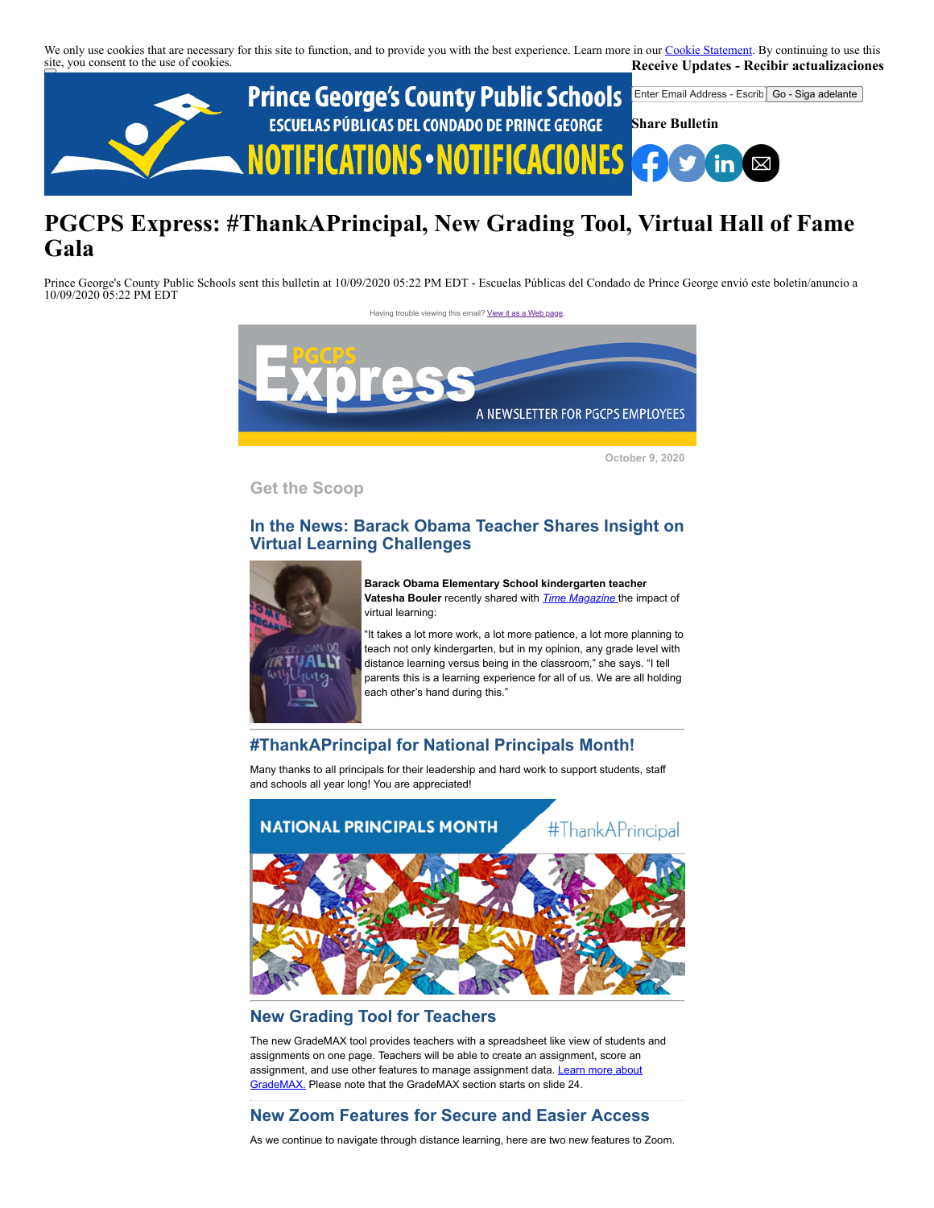We only use cookies that are necessary for this site to function, and to provide you with the best experience. Learn more in our Cookie Statement. By continuing to use this site, you consent to the use of cookies.

**Receive Updates - Recibir actualizaciones**

Enter Email Address - Escrib | Go - Siga adelante

**Share Bulletin**

# PGCPS Express: #ThankAPrincipal, New Grading Tool, Virtual Hall of Fame Gala

Prince George's County Public Schools sent this bulletin at 10/09/2020 05:22 PM EDT - Escuelas Públicas del Condado de Prince George envió este boletín/anuncio a 10/09/2020 05:22 PM EDT

Having trouble viewing this email? View it as a Web page.

October 9, 2020

## Get the Scoop

### In the News: Barack Obama Teacher Shares Insight on Virtual Learning Challenges

**Barack Obama Elementary School kindergarten teacher Vatesha Bouler** recently shared with *Time Magazine* the impact of virtual learning:

"It takes a lot more work, a lot more patience, a lot more planning to teach not only kindergarten, but in my opinion, any grade level with distance learning versus being in the classroom," she says. "I tell parents this is a learning experience for all of us. We are all holding each other's hand during this."

### #ThankAPrincipal for National Principals Month!

Many thanks to all principals for their leadership and hard work to support students, staff and schools all year long! You are appreciated!

### New Grading Tool for Teachers

The new GradeMAX tool provides teachers with a spreadsheet like view of students and assignments on one page. Teachers will be able to create an assignment, score an assignment, and use other features to manage assignment data. Learn more about GradeMAX. Please note that the GradeMAX section starts on slide 24.

### New Zoom Features for Secure and Easier Access

As we continue to navigate through distance learning, here are two new features to Zoom.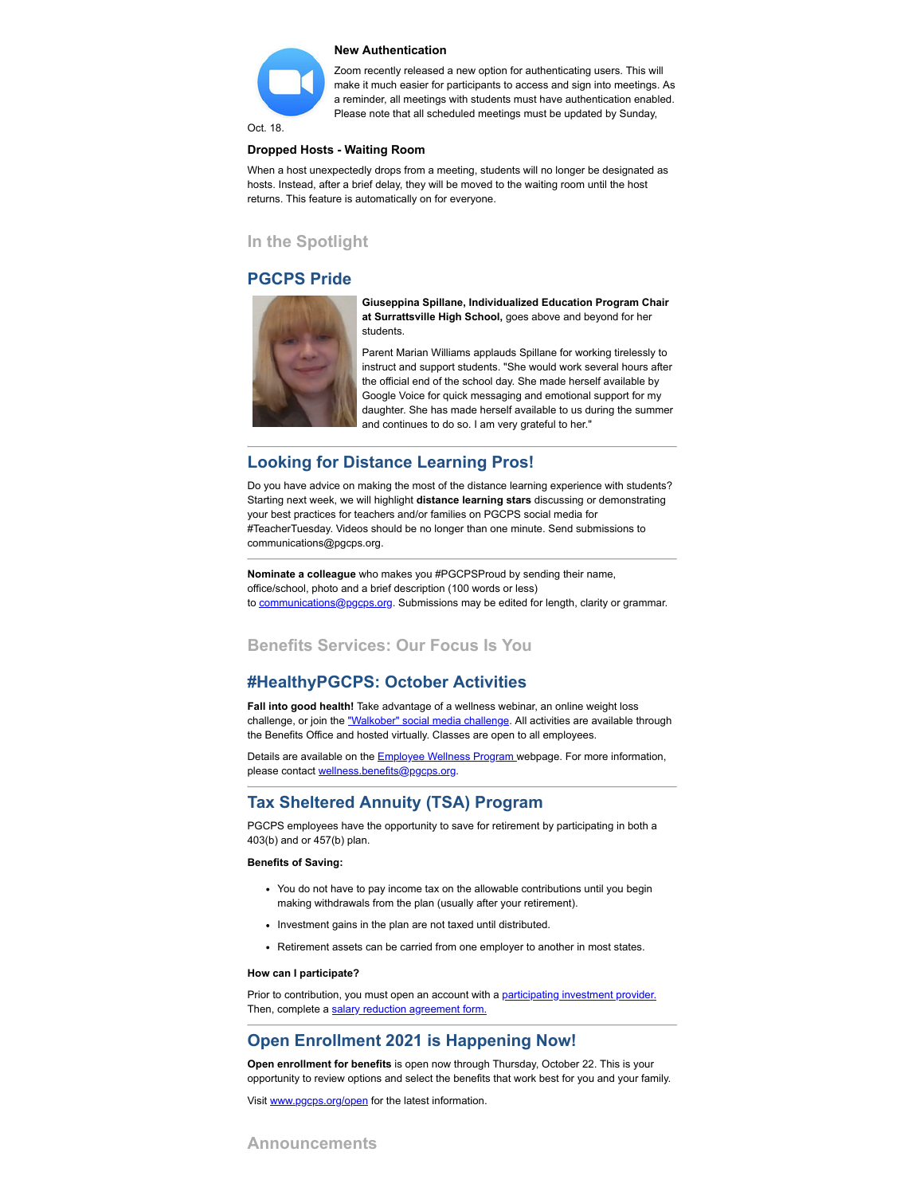### New Authentication

Zoom recently released a new option for authenticating users. This will make it much easier for participants to access and sign into meetings. As a reminder, all meetings with students must have authentication enabled. Please note that all scheduled meetings must be updated by Sunday, Oct. 18.

### Dropped Hosts - Waiting Room

When a host unexpectedly drops from a meeting, students will no longer be designated as hosts. Instead, after a brief delay, they will be moved to the waiting room until the host returns. This feature is automatically on for everyone.

## In the Spotlight

## PGCPS Pride

**Giuseppina Spillane, Individualized Education Program Chair at Surrattsville High School,** goes above and beyond for her students.

Parent Marian Williams applauds Spillane for working tirelessly to instruct and support students. "She would work several hours after the official end of the school day. She made herself available by Google Voice for quick messaging and emotional support for my daughter. She has made herself available to us during the summer and continues to do so. I am very grateful to her."

---

## Looking for Distance Learning Pros!

Do you have advice on making the most of the distance learning experience with students? Starting next week, we will highlight **distance learning stars** discussing or demonstrating your best practices for teachers and/or families on PGCPS social media for #TeacherTuesday. Videos should be no longer than one minute. Send submissions to communications@pgcps.org.

---

**Nominate a colleague** who makes you #PGCPSProud by sending their name, office/school, photo and a brief description (100 words or less) to communications@pgcps.org. Submissions may be edited for length, clarity or grammar.

## Benefits Services: Our Focus Is You

## #HealthyPGCPS: October Activities

**Fall into good health!** Take advantage of a wellness webinar, an online weight loss challenge, or join the "Walkober" social media challenge. All activities are available through the Benefits Office and hosted virtually. Classes are open to all employees.

Details are available on the Employee Wellness Program webpage. For more information, please contact wellness.benefits@pgcps.org.

---

## Tax Sheltered Annuity (TSA) Program

PGCPS employees have the opportunity to save for retirement by participating in both a 403(b) and or 457(b) plan.

**Benefits of Saving:**

- You do not have to pay income tax on the allowable contributions until you begin making withdrawals from the plan (usually after your retirement).
- Investment gains in the plan are not taxed until distributed.
- Retirement assets can be carried from one employer to another in most states.

**How can I participate?**

Prior to contribution, you must open an account with a participating investment provider. Then, complete a salary reduction agreement form.

---

## Open Enrollment 2021 is Happening Now!

**Open enrollment for benefits** is open now through Thursday, October 22. This is your opportunity to review options and select the benefits that work best for you and your family.

Visit www.pgcps.org/open for the latest information.

## Announcements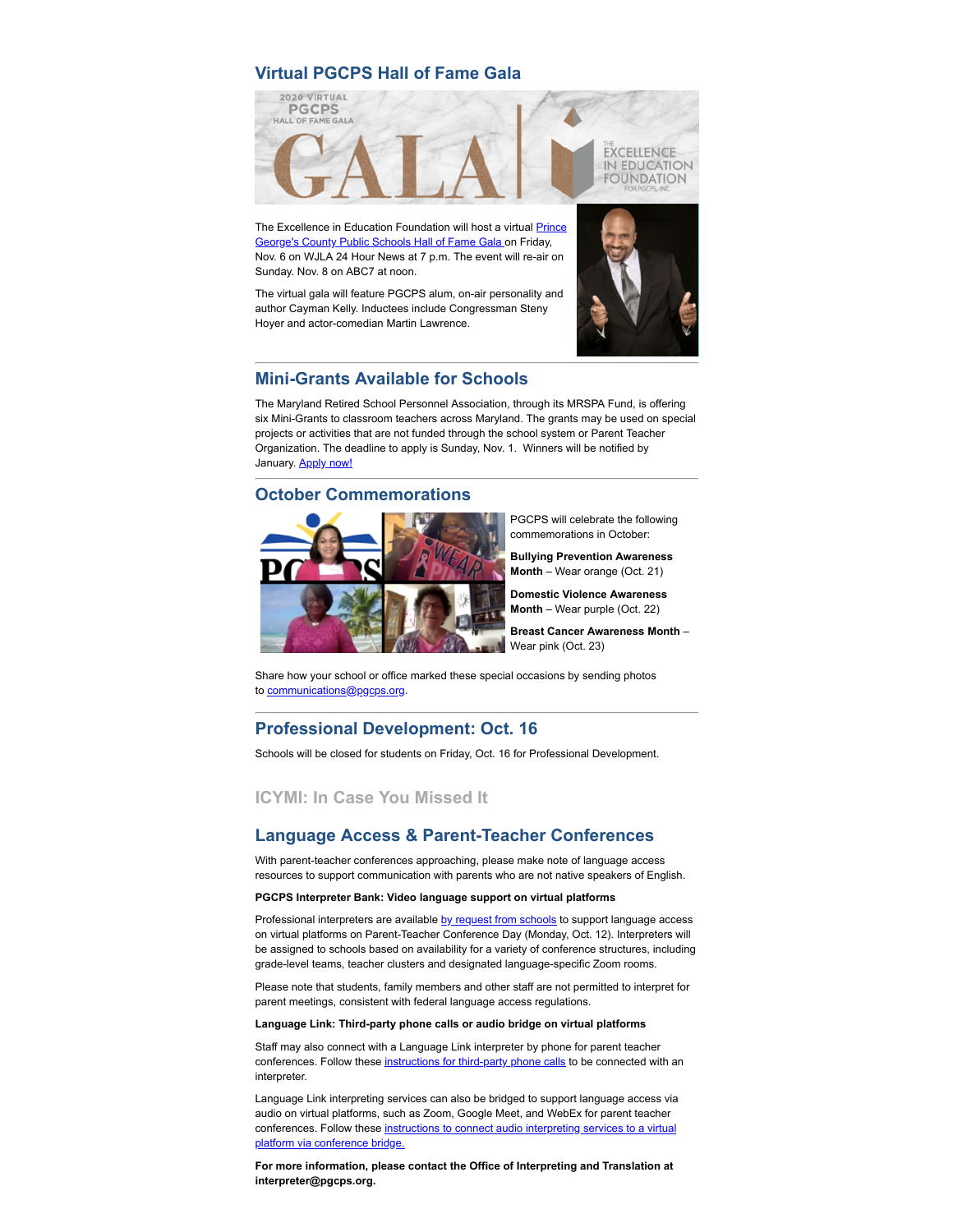## Virtual PGCPS Hall of Fame Gala

The Excellence in Education Foundation will host a virtual Prince George's County Public Schools Hall of Fame Gala on Friday, Nov. 6 on WJLA 24 Hour News at 7 p.m. The event will re-air on Sunday. Nov. 8 on ABC7 at noon.

The virtual gala will feature PGCPS alum, on-air personality and author Cayman Kelly. Inductees include Congressman Steny Hoyer and actor-comedian Martin Lawrence.

## Mini-Grants Available for Schools

The Maryland Retired School Personnel Association, through its MRSPA Fund, is offering six Mini-Grants to classroom teachers across Maryland. The grants may be used on special projects or activities that are not funded through the school system or Parent Teacher Organization. The deadline to apply is Sunday, Nov. 1. Winners will be notified by January. Apply now!

## October Commemorations

PGCPS will celebrate the following commemorations in October:

**Bullying Prevention Awareness Month** – Wear orange (Oct. 21)

**Domestic Violence Awareness Month** – Wear purple (Oct. 22)

**Breast Cancer Awareness Month** – Wear pink (Oct. 23)

Share how your school or office marked these special occasions by sending photos to communications@pgcps.org.

## Professional Development: Oct. 16

Schools will be closed for students on Friday, Oct. 16 for Professional Development.

## ICYMI: In Case You Missed It

## Language Access & Parent-Teacher Conferences

With parent-teacher conferences approaching, please make note of language access resources to support communication with parents who are not native speakers of English.

**PGCPS Interpreter Bank: Video language support on virtual platforms**

Professional interpreters are available by request from schools to support language access on virtual platforms on Parent-Teacher Conference Day (Monday, Oct. 12). Interpreters will be assigned to schools based on availability for a variety of conference structures, including grade-level teams, teacher clusters and designated language-specific Zoom rooms.

Please note that students, family members and other staff are not permitted to interpret for parent meetings, consistent with federal language access regulations.

**Language Link: Third-party phone calls or audio bridge on virtual platforms**

Staff may also connect with a Language Link interpreter by phone for parent teacher conferences. Follow these instructions for third-party phone calls to be connected with an interpreter.

Language Link interpreting services can also be bridged to support language access via audio on virtual platforms, such as Zoom, Google Meet, and WebEx for parent teacher conferences. Follow these instructions to connect audio interpreting services to a virtual platform via conference bridge.

**For more information, please contact the Office of Interpreting and Translation at interpreter@pgcps.org.**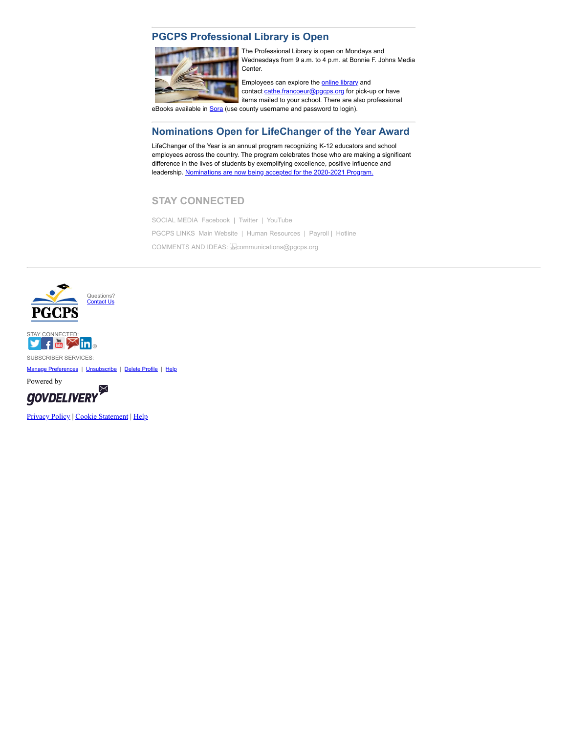## PGCPS Professional Library is Open

The Professional Library is open on Mondays and Wednesdays from 9 a.m. to 4 p.m. at Bonnie F. Johns Media Center.

Employees can explore the online library and contact cathe.francoeur@pgcps.org for pick-up or have items mailed to your school. There are also professional eBooks available in Sora (use county username and password to login).

## Nominations Open for LifeChanger of the Year Award

LifeChanger of the Year is an annual program recognizing K-12 educators and school employees across the country. The program celebrates those who are making a significant difference in the lives of students by exemplifying excellence, positive influence and leadership. Nominations are now being accepted for the 2020-2021 Program.

## STAY CONNECTED

SOCIAL MEDIA Facebook | Twitter | YouTube

PGCPS LINKS Main Website | Human Resources | Payroll | Hotline

COMMENTS AND IDEAS: communications@pgcps.org

---

PGCPS

Questions?
Contact Us

STAY CONNECTED:

SUBSCRIBER SERVICES:

Manage Preferences | Unsubscribe | Delete Profile | Help

Powered by

GOVDELIVERY

Privacy Policy | Cookie Statement | Help